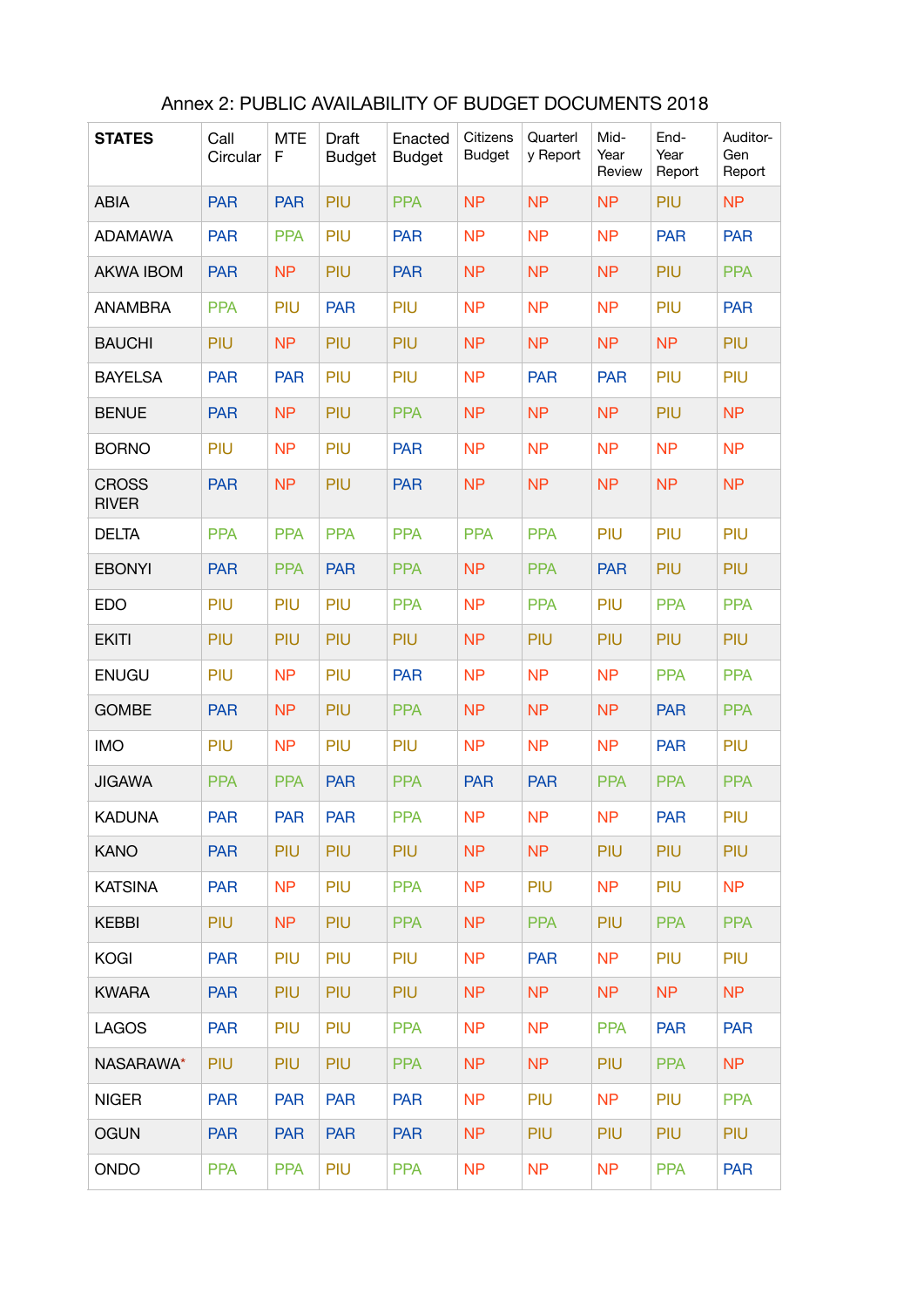Annex 2: PUBLIC AVAILABILITY OF BUDGET DOCUMENTS 2018

| STATES | Call Circular | MTEF | Draft Budget | Enacted Budget | Citizens Budget | Quarterly Report | Mid-Year Review | End-Year Report | Auditor-Gen Report |
|---|---|---|---|---|---|---|---|---|---|
| ABIA | PAR | PAR | PIU | PPA | NP | NP | NP | PIU | NP |
| ADAMAWA | PAR | PPA | PIU | PAR | NP | NP | NP | PAR | PAR |
| AKWA IBOM | PAR | NP | PIU | PAR | NP | NP | NP | PIU | PPA |
| ANAMBRA | PPA | PIU | PAR | PIU | NP | NP | NP | PIU | PAR |
| BAUCHI | PIU | NP | PIU | PIU | NP | NP | NP | NP | PIU |
| BAYELSA | PAR | PAR | PIU | PIU | NP | PAR | PAR | PIU | PIU |
| BENUE | PAR | NP | PIU | PPA | NP | NP | NP | PIU | NP |
| BORNO | PIU | NP | PIU | PAR | NP | NP | NP | NP | NP |
| CROSS RIVER | PAR | NP | PIU | PAR | NP | NP | NP | NP | NP |
| DELTA | PPA | PPA | PPA | PPA | PPA | PPA | PIU | PIU | PIU |
| EBONYI | PAR | PPA | PAR | PPA | NP | PPA | PAR | PIU | PIU |
| EDO | PIU | PIU | PIU | PPA | NP | PPA | PIU | PPA | PPA |
| EKITI | PIU | PIU | PIU | PIU | NP | PIU | PIU | PIU | PIU |
| ENUGU | PIU | NP | PIU | PAR | NP | NP | NP | PPA | PPA |
| GOMBE | PAR | NP | PIU | PPA | NP | NP | NP | PAR | PPA |
| IMO | PIU | NP | PIU | PIU | NP | NP | NP | PAR | PIU |
| JIGAWA | PPA | PPA | PAR | PPA | PAR | PAR | PPA | PPA | PPA |
| KADUNA | PAR | PAR | PAR | PPA | NP | NP | NP | PAR | PIU |
| KANO | PAR | PIU | PIU | PIU | NP | NP | PIU | PIU | PIU |
| KATSINA | PAR | NP | PIU | PPA | NP | PIU | NP | PIU | NP |
| KEBBI | PIU | NP | PIU | PPA | NP | PPA | PIU | PPA | PPA |
| KOGI | PAR | PIU | PIU | PIU | NP | PAR | NP | PIU | PIU |
| KWARA | PAR | PIU | PIU | PIU | NP | NP | NP | NP | NP |
| LAGOS | PAR | PIU | PIU | PPA | NP | NP | PPA | PAR | PAR |
| NASARAWA* | PIU | PIU | PIU | PPA | NP | NP | PIU | PPA | NP |
| NIGER | PAR | PAR | PAR | PAR | NP | PIU | NP | PIU | PPA |
| OGUN | PAR | PAR | PAR | PAR | NP | PIU | PIU | PIU | PIU |
| ONDO | PPA | PPA | PIU | PPA | NP | NP | NP | PPA | PAR |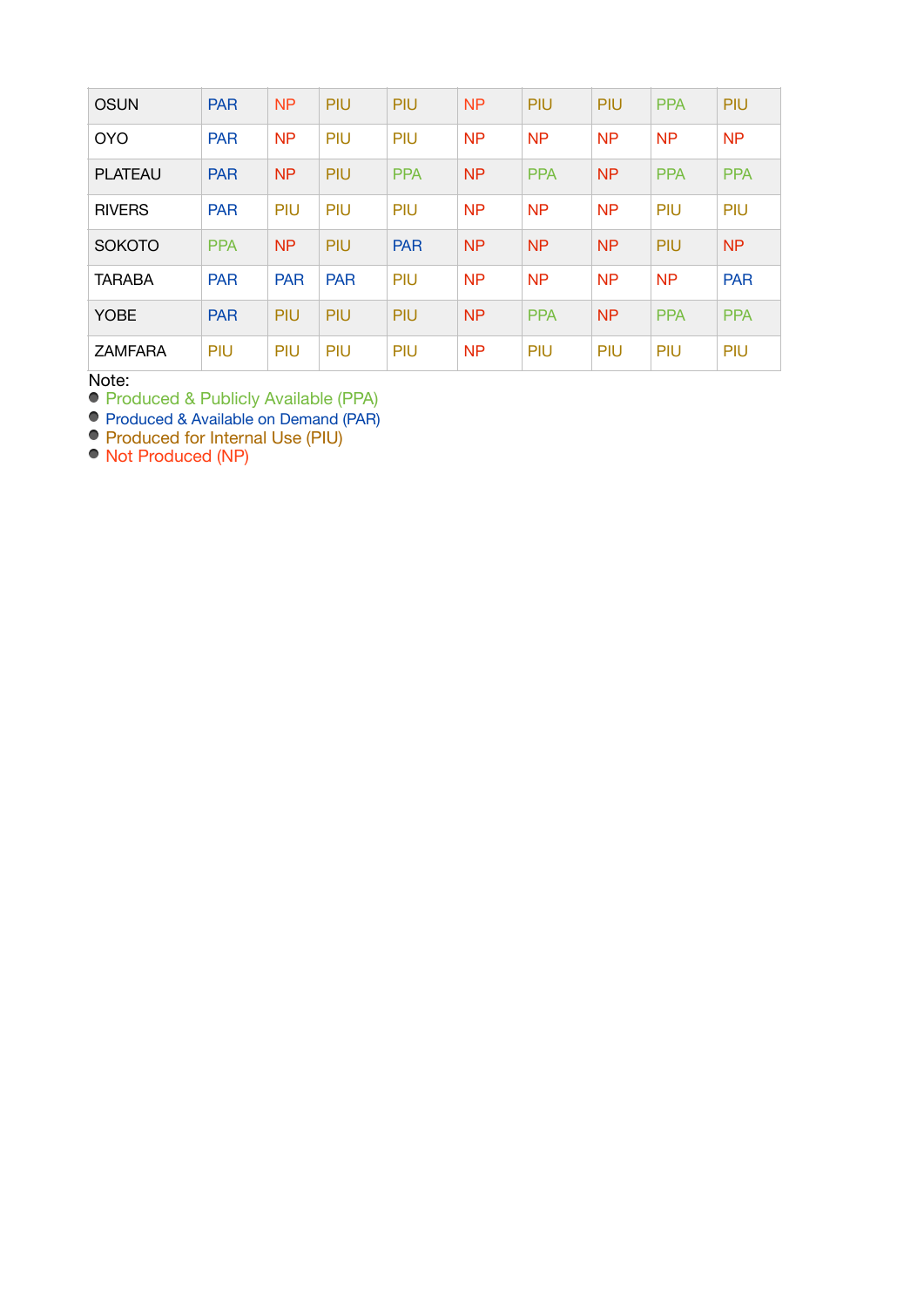| | | | | | | | | | |
|---|---|---|---|---|---|---|---|---|---|
| OSUN | PAR | NP | PIU | PIU | NP | PIU | PIU | PPA | PIU |
| OYO | PAR | NP | PIU | PIU | NP | NP | NP | NP | NP |
| PLATEAU | PAR | NP | PIU | PPA | NP | PPA | NP | PPA | PPA |
| RIVERS | PAR | PIU | PIU | PIU | NP | NP | NP | PIU | PIU |
| SOKOTO | PPA | NP | PIU | PAR | NP | NP | NP | PIU | NP |
| TARABA | PAR | PAR | PAR | PIU | NP | NP | NP | NP | PAR |
| YOBE | PAR | PIU | PIU | PIU | NP | PPA | NP | PPA | PPA |
| ZAMFARA | PIU | PIU | PIU | PIU | NP | PIU | PIU | PIU | PIU |

Note:

- Produced & Publicly Available (PPA)
- Produced & Available on Demand (PAR)
- Produced for Internal Use (PIU)
- Not Produced (NP)